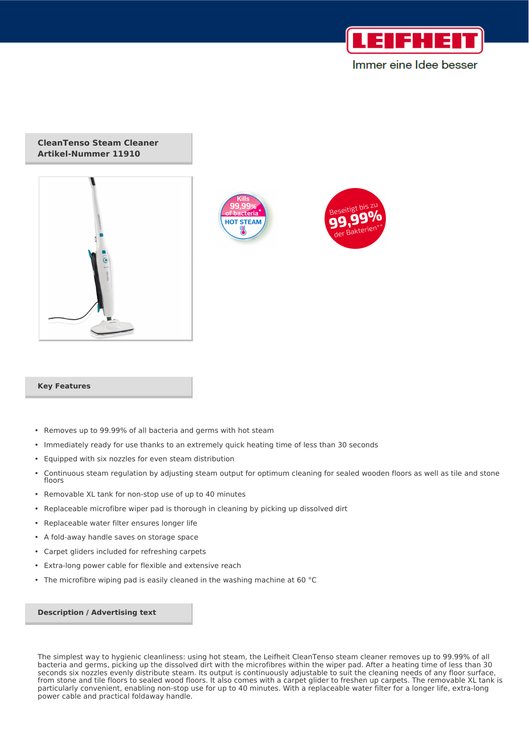LEIFHEIT

Immer eine Idee besser

## CleanTenso Steam Cleaner
## Artikel-Nummer 11910

Kills 99,99% of bacteria* HOT STEAM

Beseitigt bis zu 99,99% der Bakterien**

## Key Features

- Removes up to 99.99% of all bacteria and germs with hot steam
- Immediately ready for use thanks to an extremely quick heating time of less than 30 seconds
- Equipped with six nozzles for even steam distribution
- Continuous steam regulation by adjusting steam output for optimum cleaning for sealed wooden floors as well as tile and stone floors
- Removable XL tank for non-stop use of up to 40 minutes
- Replaceable microfibre wiper pad is thorough in cleaning by picking up dissolved dirt
- Replaceable water filter ensures longer life
- A fold-away handle saves on storage space
- Carpet gliders included for refreshing carpets
- Extra-long power cable for flexible and extensive reach
- The microfibre wiping pad is easily cleaned in the washing machine at 60 °C

## Description / Advertising text

The simplest way to hygienic cleanliness: using hot steam, the Leifheit CleanTenso steam cleaner removes up to 99.99% of all bacteria and germs, picking up the dissolved dirt with the microfibres within the wiper pad. After a heating time of less than 30 seconds six nozzles evenly distribute steam. Its output is continuously adjustable to suit the cleaning needs of any floor surface, from stone and tile floors to sealed wood floors. It also comes with a carpet glider to freshen up carpets. The removable XL tank is particularly convenient, enabling non-stop use for up to 40 minutes. With a replaceable water filter for a longer life, extra-long power cable and practical foldaway handle.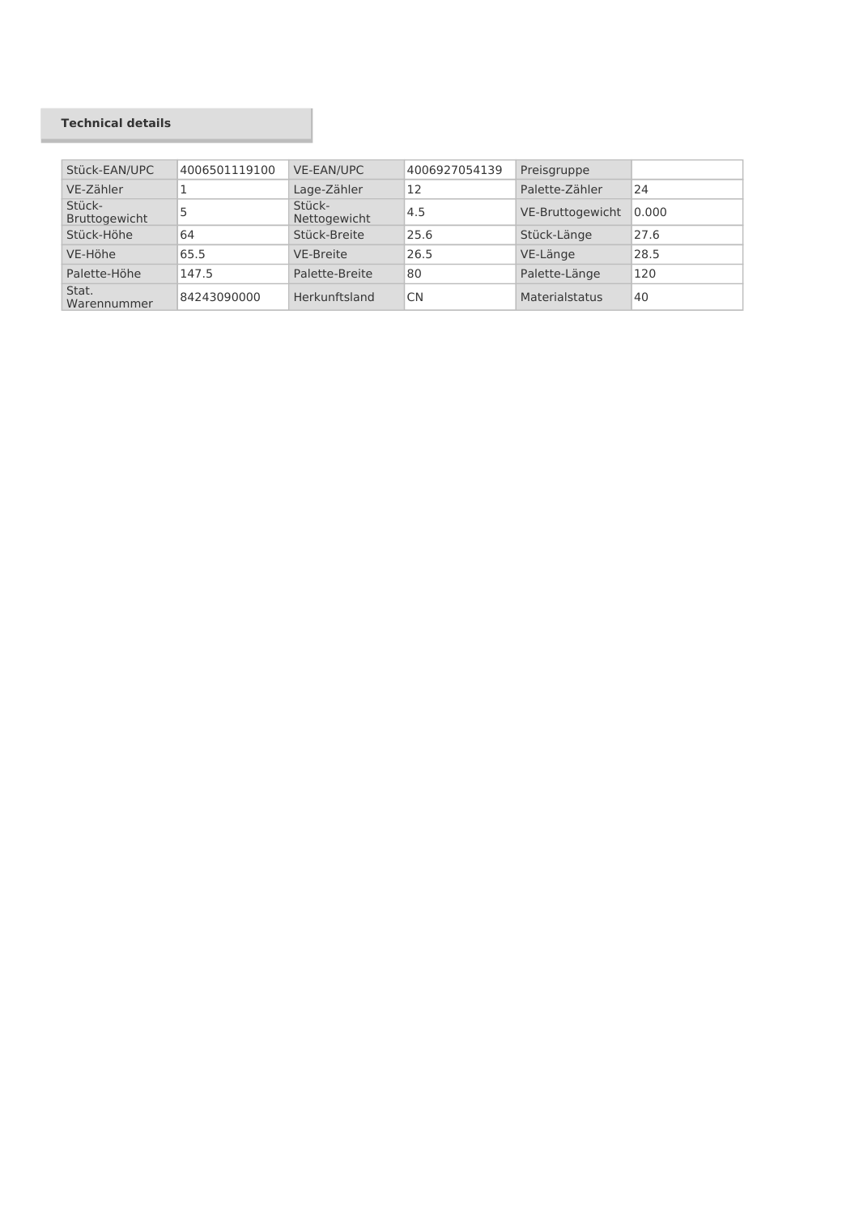## Technical details

| | | | | | |
|---|---|---|---|---|---|
| Stück-EAN/UPC | 4006501119100 | VE-EAN/UPC | 4006927054139 | Preisgruppe | |
| VE-Zähler | 1 | Lage-Zähler | 12 | Palette-Zähler | 24 |
| Stück-Bruttogewicht | 5 | Stück-Nettogewicht | 4.5 | VE-Bruttogewicht | 0.000 |
| Stück-Höhe | 64 | Stück-Breite | 25.6 | Stück-Länge | 27.6 |
| VE-Höhe | 65.5 | VE-Breite | 26.5 | VE-Länge | 28.5 |
| Palette-Höhe | 147.5 | Palette-Breite | 80 | Palette-Länge | 120 |
| Stat. Warennummer | 84243090000 | Herkunftsland | CN | Materialstatus | 40 |